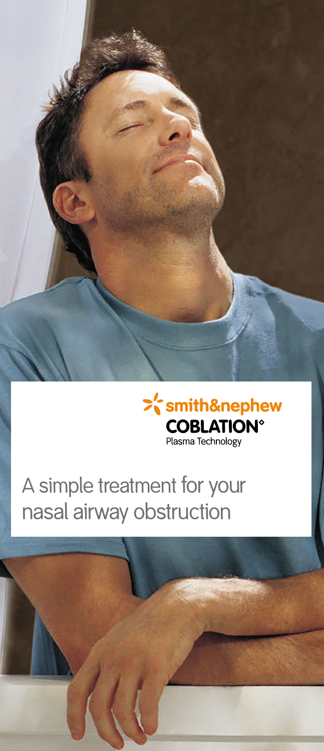smith&nephew

COBLATION°

Plasma Technology

# A simple treatment for your nasal airway obstruction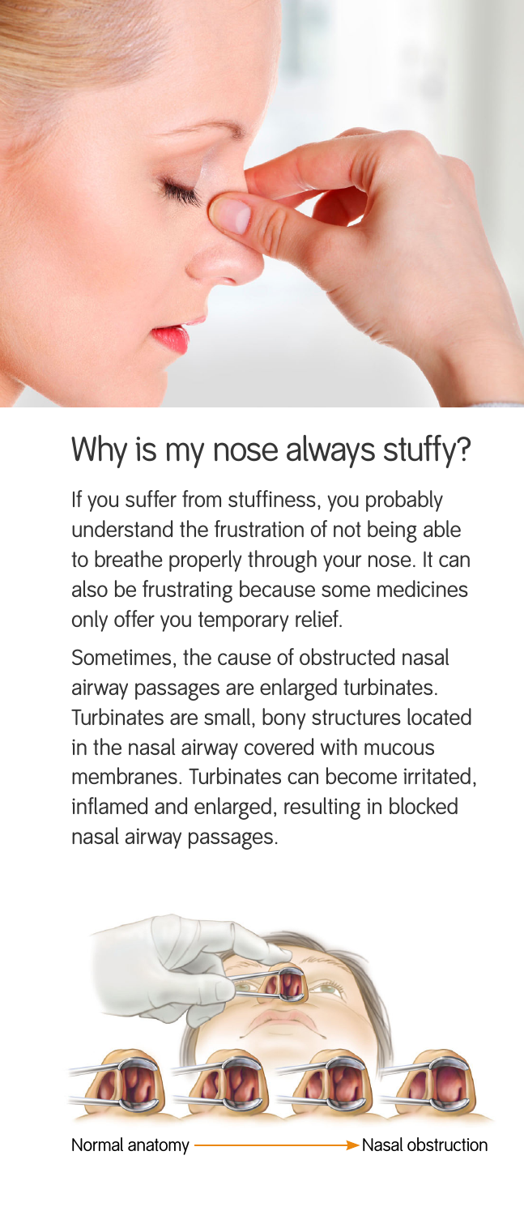## Why is my nose always stuffy?

If you suffer from stuffiness, you probably understand the frustration of not being able to breathe properly through your nose. It can also be frustrating because some medicines only offer you temporary relief.

Sometimes, the cause of obstructed nasal airway passages are enlarged turbinates. Turbinates are small, bony structures located in the nasal airway covered with mucous membranes. Turbinates can become irritated, inflamed and enlarged, resulting in blocked nasal airway passages.

Normal anatomy → Nasal obstruction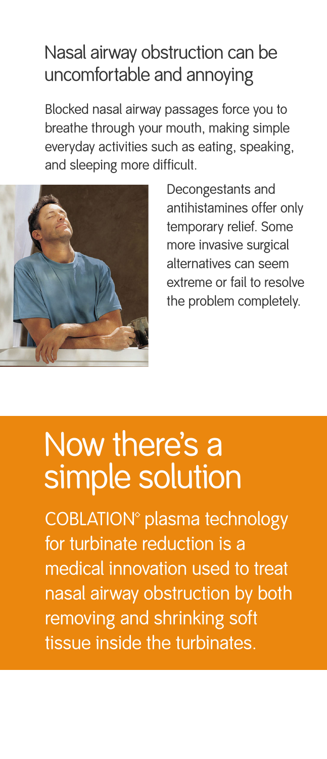## Nasal airway obstruction can be uncomfortable and annoying

Blocked nasal airway passages force you to breathe through your mouth, making simple everyday activities such as eating, speaking, and sleeping more difficult.

Decongestants and antihistamines offer only temporary relief. Some more invasive surgical alternatives can seem extreme or fail to resolve the problem completely.

# Now there's a simple solution

COBLATION◊ plasma technology for turbinate reduction is a medical innovation used to treat nasal airway obstruction by both removing and shrinking soft tissue inside the turbinates.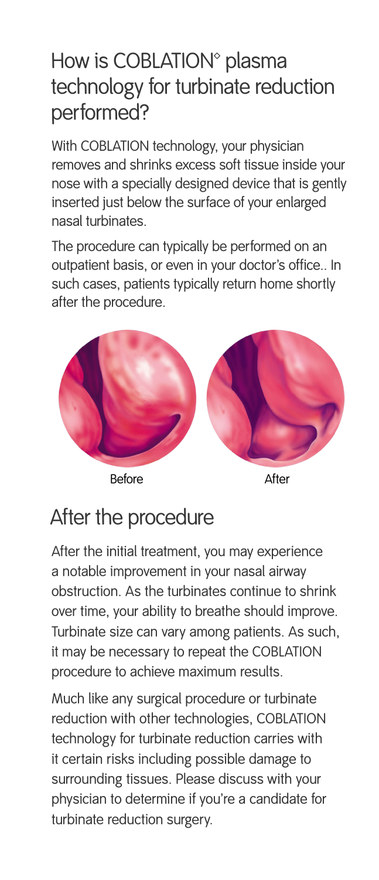## How is COBLATION◊ plasma technology for turbinate reduction performed?

With COBLATION technology, your physician removes and shrinks excess soft tissue inside your nose with a specially designed device that is gently inserted just below the surface of your enlarged nasal turbinates.

The procedure can typically be performed on an outpatient basis, or even in your doctor's office.. In such cases, patients typically return home shortly after the procedure.

Before After

## After the procedure

After the initial treatment, you may experience a notable improvement in your nasal airway obstruction. As the turbinates continue to shrink over time, your ability to breathe should improve. Turbinate size can vary among patients. As such, it may be necessary to repeat the COBLATION procedure to achieve maximum results.

Much like any surgical procedure or turbinate reduction with other technologies, COBLATION technology for turbinate reduction carries with it certain risks including possible damage to surrounding tissues. Please discuss with your physician to determine if you're a candidate for turbinate reduction surgery.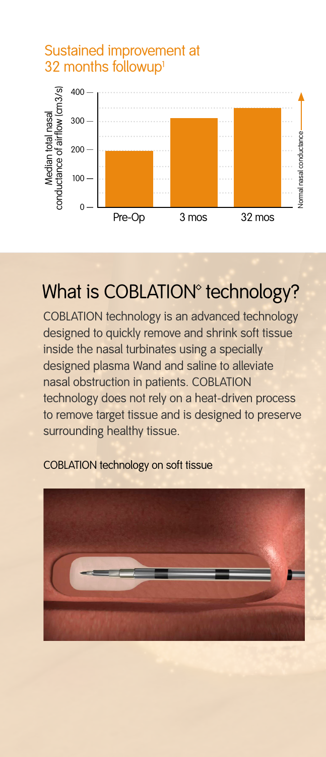## Sustained improvement at 32 months followup[1]

Median total nasal conductance of airflow (cm3/s)

400
300
200
100
0

Pre-Op
3 mos
32 mos

Normal nasal conductance

# What is COBLATION◊ technology?

COBLATION technology is an advanced technology designed to quickly remove and shrink soft tissue inside the nasal turbinates using a specially designed plasma Wand and saline to alleviate nasal obstruction in patients. COBLATION technology does not rely on a heat-driven process to remove target tissue and is designed to preserve surrounding healthy tissue.

COBLATION technology on soft tissue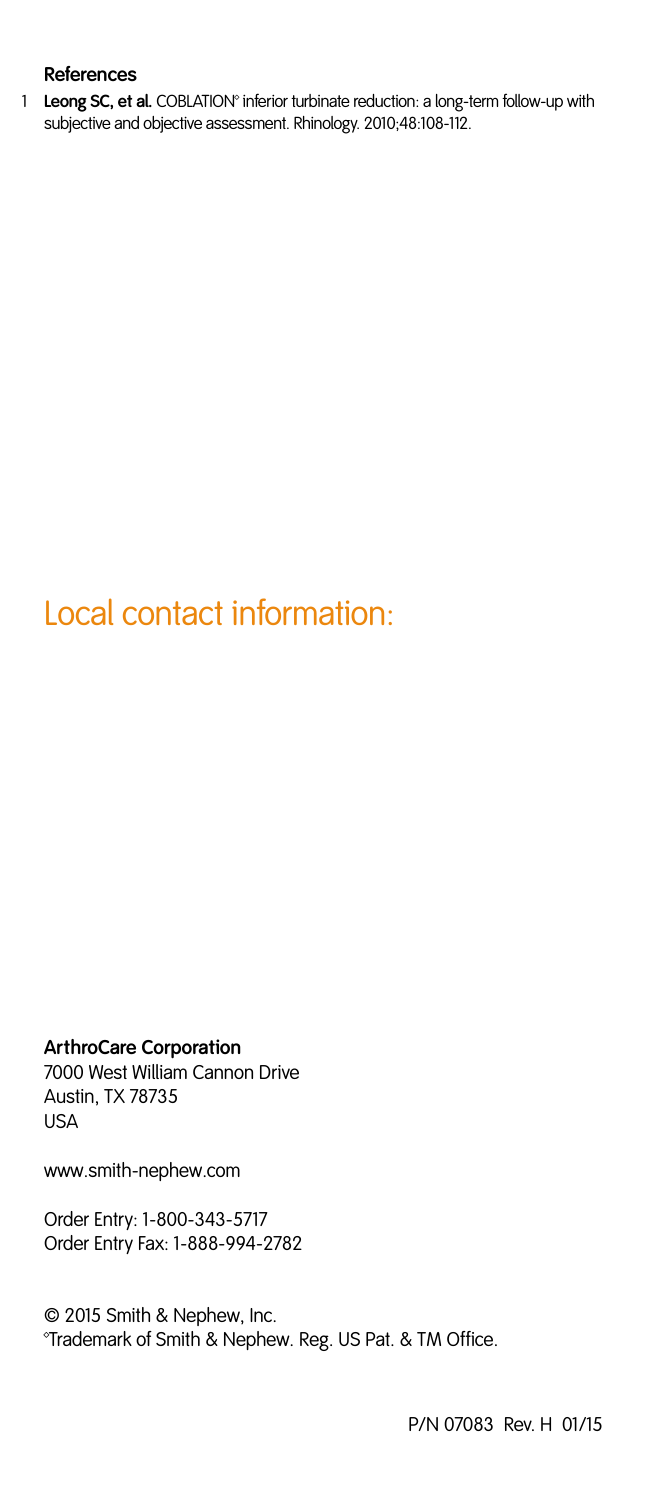### References

1. **Leong SC, et al.** COBLATION° inferior turbinate reduction: a long-term follow-up with subjective and objective assessment. Rhinology. 2010;48:108-112.

## Local contact information:

**ArthroCare Corporation**
7000 West William Cannon Drive
Austin, TX 78735
USA

www.smith-nephew.com

Order Entry: 1-800-343-5717
Order Entry Fax: 1-888-994-2782

© 2015 Smith & Nephew, Inc.
°Trademark of Smith & Nephew. Reg. US Pat. & TM Office.

P/N 07083 Rev. H 01/15